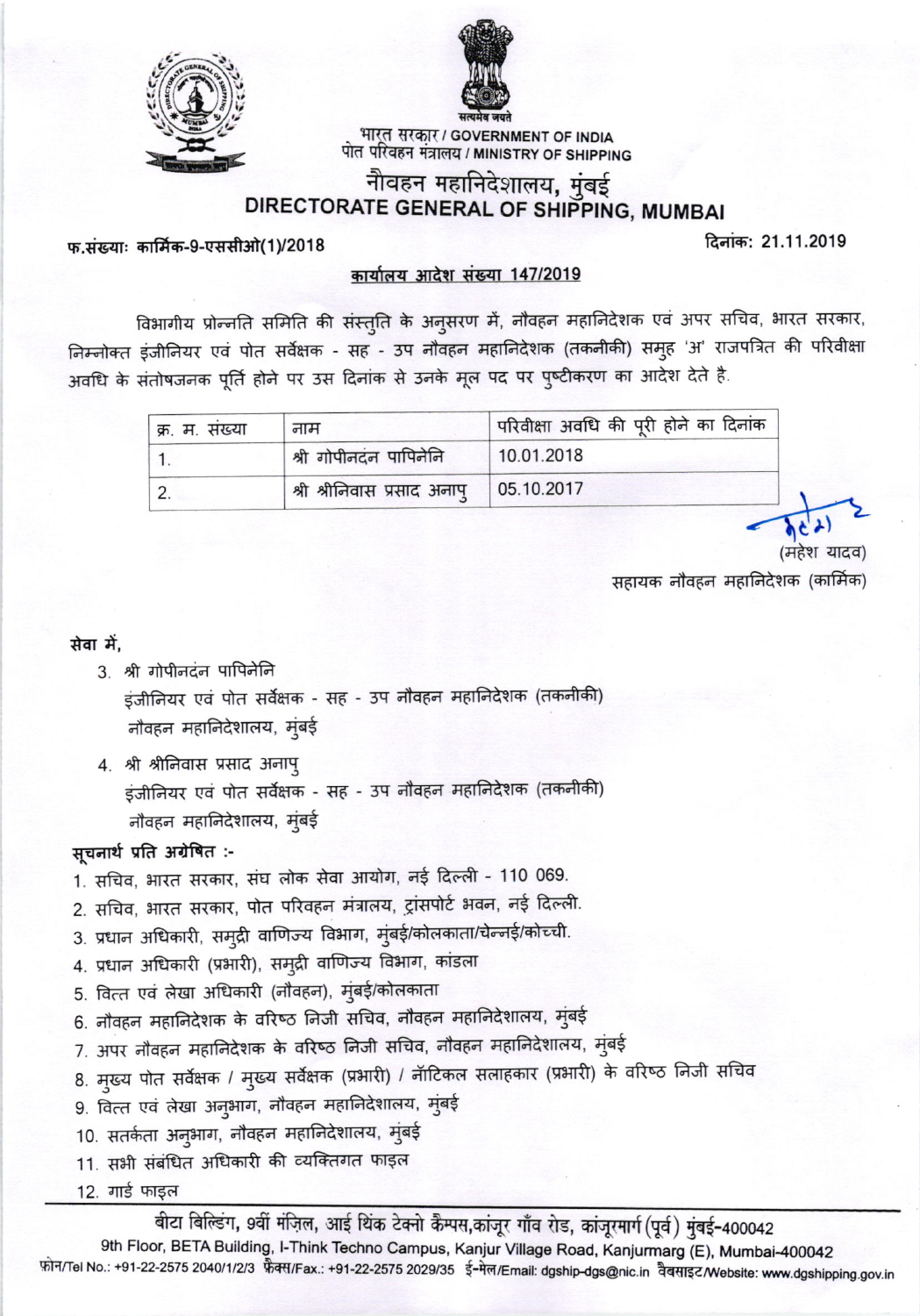सत्यमेव जयते

भारत सरकार / GOVERNMENT OF INDIA
पोत परिवहन मंत्रालय / MINISTRY OF SHIPPING

# नौवहन महानिदेशालय, मुंबई
# DIRECTORATE GENERAL OF SHIPPING, MUMBAI

फ.संख्याः कार्मिक-9-एससीओ(1)/2018 दिनांक: 21.11.2019

**कार्यालय आदेश संख्या 147/2019**

विभागीय प्रोन्नति समिति की संस्तुति के अनुसरण में, नौवहन महानिदेशक एवं अपर सचिव, भारत सरकार, निम्नोक्त इंजीनियर एवं पोत सर्वेक्षक - सह - उप नौवहन महानिदेशक (तकनीकी) समूह 'अ' राजपत्रित की परिवीक्षा अवधि के संतोषजनक पूर्ति होने पर उस दिनांक से उनके मूल पद पर पुष्टीकरण का आदेश देते है.

| क्र. म. संख्या | नाम | परिवीक्षा अवधि की पूरी होने का दिनांक |
|---|---|---|
| 1. | श्री गोपीनदंन पापिनेनि | 10.01.2018 |
| 2. | श्री श्रीनिवास प्रसाद अनापु | 05.10.2017 |

(महेश यादव)
सहायक नौवहन महानिदेशक (कार्मिक)

**सेवा में,**

3. श्री गोपीनदंन पापिनेनि
   इंजीनियर एवं पोत सर्वेक्षक - सह - उप नौवहन महानिदेशक (तकनीकी)
   नौवहन महानिदेशालय, मुंबई

4. श्री श्रीनिवास प्रसाद अनापु
   इंजीनियर एवं पोत सर्वेक्षक - सह - उप नौवहन महानिदेशक (तकनीकी)
   नौवहन महानिदेशालय, मुंबई

**सूचनार्थ प्रति अग्रेषित :-**

1. सचिव, भारत सरकार, संघ लोक सेवा आयोग, नई दिल्ली - 110 069.
2. सचिव, भारत सरकार, पोत परिवहन मंत्रालय, ट्रांसपोर्ट भवन, नई दिल्ली.
3. प्रधान अधिकारी, समुद्री वाणिज्य विभाग, मुंबई/कोलकाता/चेन्नई/कोच्ची.
4. प्रधान अधिकारी (प्रभारी), समुद्री वाणिज्य विभाग, कांडला
5. वित्त एवं लेखा अधिकारी (नौवहन), मुंबई/कोलकाता
6. नौवहन महानिदेशक के वरिष्ठ निजी सचिव, नौवहन महानिदेशालय, मुंबई
7. अपर नौवहन महानिदेशक के वरिष्ठ निजी सचिव, नौवहन महानिदेशालय, मुंबई
8. मुख्य पोत सर्वेक्षक / मुख्य सर्वेक्षक (प्रभारी) / नॉटिकल सलाहकार (प्रभारी) के वरिष्ठ निजी सचिव
9. वित्त एवं लेखा अनुभाग, नौवहन महानिदेशालय, मुंबई
10. सतर्कता अनुभाग, नौवहन महानिदेशालय, मुंबई
11. सभी संबंधित अधिकारी की व्यक्तिगत फाइल
12. गार्ड फाइल

बीटा बिल्डिंग, 9वीं मंज़िल, आई थिंक टेक्नो कैम्पस,कांजूर गाँव रोड, कांजूरमार्ग (पूर्व) मुंबई-400042
9th Floor, BETA Building, I-Think Techno Campus, Kanjur Village Road, Kanjurmarg (E), Mumbai-400042
फ़ोन/Tel No.: +91-22-2575 2040/1/2/3 फ़ैक्स/Fax.: +91-22-2575 2029/35 ई-मेल/Email: dgship-dgs@nic.in वैबसाइट/Website: www.dgshipping.gov.in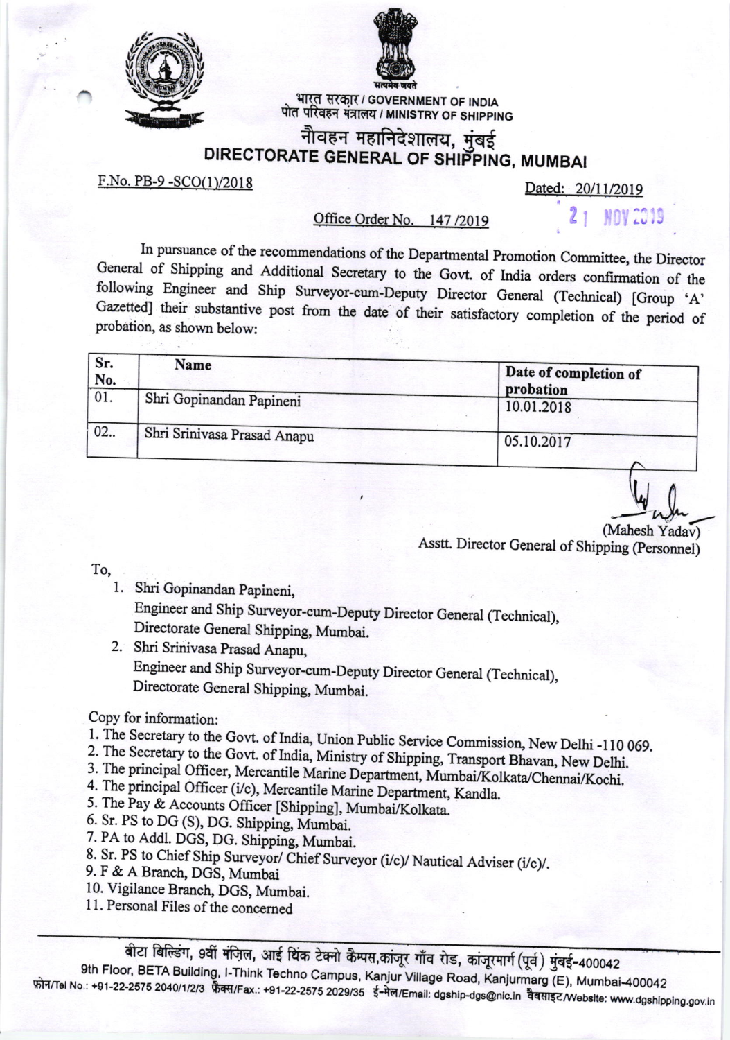भारत सरकार / GOVERNMENT OF INDIA
पोत परिवहन मंत्रालय / MINISTRY OF SHIPPING

# नौवहन महानिदेशालय, मुंबई
# DIRECTORATE GENERAL OF SHIPPING, MUMBAI

F.No. PB-9 -SCO(1)/2018

Dated: 20/11/2019

21 NOV 2019

Office Order No. 147 /2019

In pursuance of the recommendations of the Departmental Promotion Committee, the Director General of Shipping and Additional Secretary to the Govt. of India orders confirmation of the following Engineer and Ship Surveyor-cum-Deputy Director General (Technical) [Group 'A' Gazetted] their substantive post from the date of their satisfactory completion of the period of probation, as shown below:

| Sr. No. | Name | Date of completion of probation |
|---|---|---|
| 01. | Shri Gopinandan Papineni | 10.01.2018 |
| 02.. | Shri Srinivasa Prasad Anapu | 05.10.2017 |

(Mahesh Yadav)
Asstt. Director General of Shipping (Personnel)

To,

1. Shri Gopinandan Papineni,
   Engineer and Ship Surveyor-cum-Deputy Director General (Technical),
   Directorate General Shipping, Mumbai.
2. Shri Srinivasa Prasad Anapu,
   Engineer and Ship Surveyor-cum-Deputy Director General (Technical),
   Directorate General Shipping, Mumbai.

Copy for information:

1. The Secretary to the Govt. of India, Union Public Service Commission, New Delhi -110 069.
2. The Secretary to the Govt. of India, Ministry of Shipping, Transport Bhavan, New Delhi.
3. The principal Officer, Mercantile Marine Department, Mumbai/Kolkata/Chennai/Kochi.
4. The principal Officer (i/c), Mercantile Marine Department, Kandla.
5. The Pay & Accounts Officer [Shipping], Mumbai/Kolkata.
6. Sr. PS to DG (S), DG. Shipping, Mumbai.
7. PA to Addl. DGS, DG. Shipping, Mumbai.
8. Sr. PS to Chief Ship Surveyor/ Chief Surveyor (i/c)/ Nautical Adviser (i/c)/.
9. F & A Branch, DGS, Mumbai
10. Vigilance Branch, DGS, Mumbai.
11. Personal Files of the concerned

बीटा बिल्डिंग, 9वीं मंज़िल, आई थिंक टेक्नो कैम्पस,कांजूर गाँव रोड, कांजूरमार्ग (पूर्व) मुंबई-400042
9th Floor, BETA Building, I-Think Techno Campus, Kanjur Village Road, Kanjurmarg (E), Mumbai-400042
फ़ोन/Tel No.: +91-22-2575 2040/1/2/3 फ़ैक्स/Fax.: +91-22-2575 2029/35 ई-मेल/Email: dgship-dgs@nic.in वैबसाइट/Website: www.dgshipping.gov.in